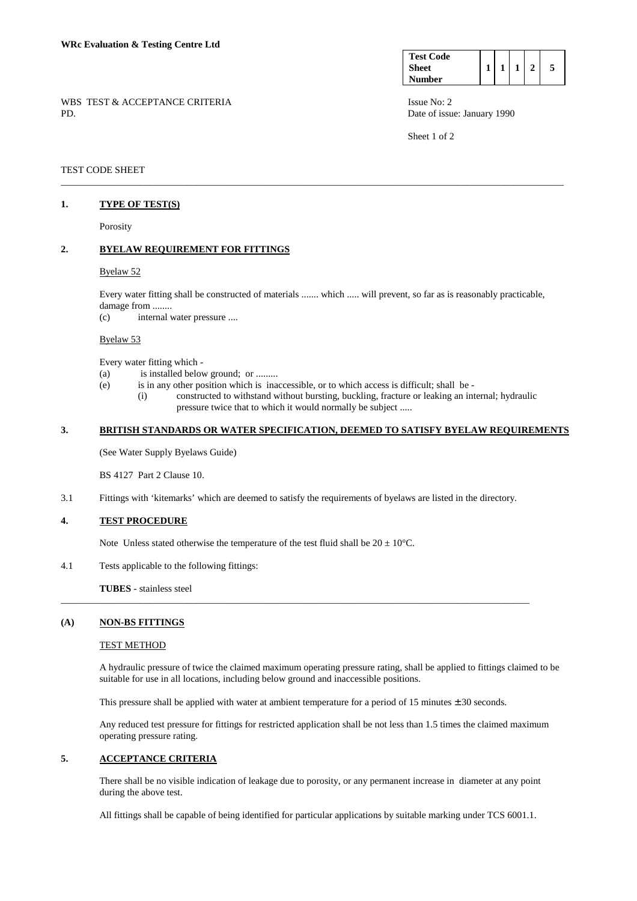**WRc Evaluation & Testing Centre Ltd**

| Test Code Sheet Number | 1 | 1 | 1 | 2 | 5 |
|---|---|---|---|---|---|

WBS TEST & ACCEPTANCE CRITERIA
PD.

Issue No: 2
Date of issue: January 1990

TEST CODE SHEET

## 1. TYPE OF TEST(S)

Porosity

## 2. BYELAW REQUIREMENT FOR FITTINGS

Byelaw 52

Every water fitting shall be constructed of materials ....... which ..... will prevent, so far as is reasonably practicable, damage from ........

(c) internal water pressure ....

Byelaw 53

Every water fitting which -

(a) is installed below ground; or .........

(e) is in any other position which is inaccessible, or to which access is difficult; shall be -

 (i) constructed to withstand without bursting, buckling, fracture or leaking an internal; hydraulic pressure twice that to which it would normally be subject .....

## 3. BRITISH STANDARDS OR WATER SPECIFICATION, DEEMED TO SATISFY BYELAW REQUIREMENTS

(See Water Supply Byelaws Guide)

BS 4127 Part 2 Clause 10.

3.1 Fittings with 'kitemarks' which are deemed to satisfy the requirements of byelaws are listed in the directory.

## 4. TEST PROCEDURE

Note Unless stated otherwise the temperature of the test fluid shall be $20 \pm 10$°C.

4.1 Tests applicable to the following fittings:

**TUBES** - stainless steel

## (A) NON-BS FITTINGS

TEST METHOD

A hydraulic pressure of twice the claimed maximum operating pressure rating, shall be applied to fittings claimed to be suitable for use in all locations, including below ground and inaccessible positions.

This pressure shall be applied with water at ambient temperature for a period of 15 minutes $\pm$ 30 seconds.

Any reduced test pressure for fittings for restricted application shall be not less than 1.5 times the claimed maximum operating pressure rating.

## 5. ACCEPTANCE CRITERIA

There shall be no visible indication of leakage due to porosity, or any permanent increase in diameter at any point during the above test.

All fittings shall be capable of being identified for particular applications by suitable marking under TCS 6001.1.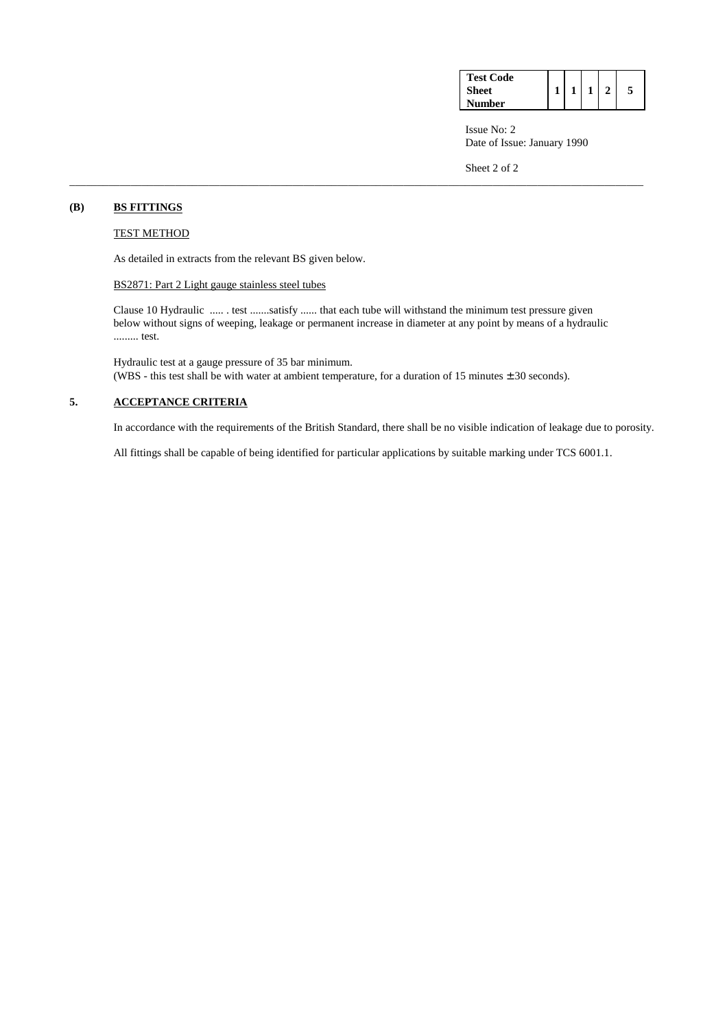**(B) BS FITTINGS**

TEST METHOD

As detailed in extracts from the relevant BS given below.

BS2871: Part 2 Light gauge stainless steel tubes

Clause 10 Hydraulic ..... . test .......satisfy ...... that each tube will withstand the minimum test pressure given below without signs of weeping, leakage or permanent increase in diameter at any point by means of a hydraulic ......... test.

Hydraulic test at a gauge pressure of 35 bar minimum.
(WBS - this test shall be with water at ambient temperature, for a duration of 15 minutes ± 30 seconds).

## 5. ACCEPTANCE CRITERIA

In accordance with the requirements of the British Standard, there shall be no visible indication of leakage due to porosity.

All fittings shall be capable of being identified for particular applications by suitable marking under TCS 6001.1.